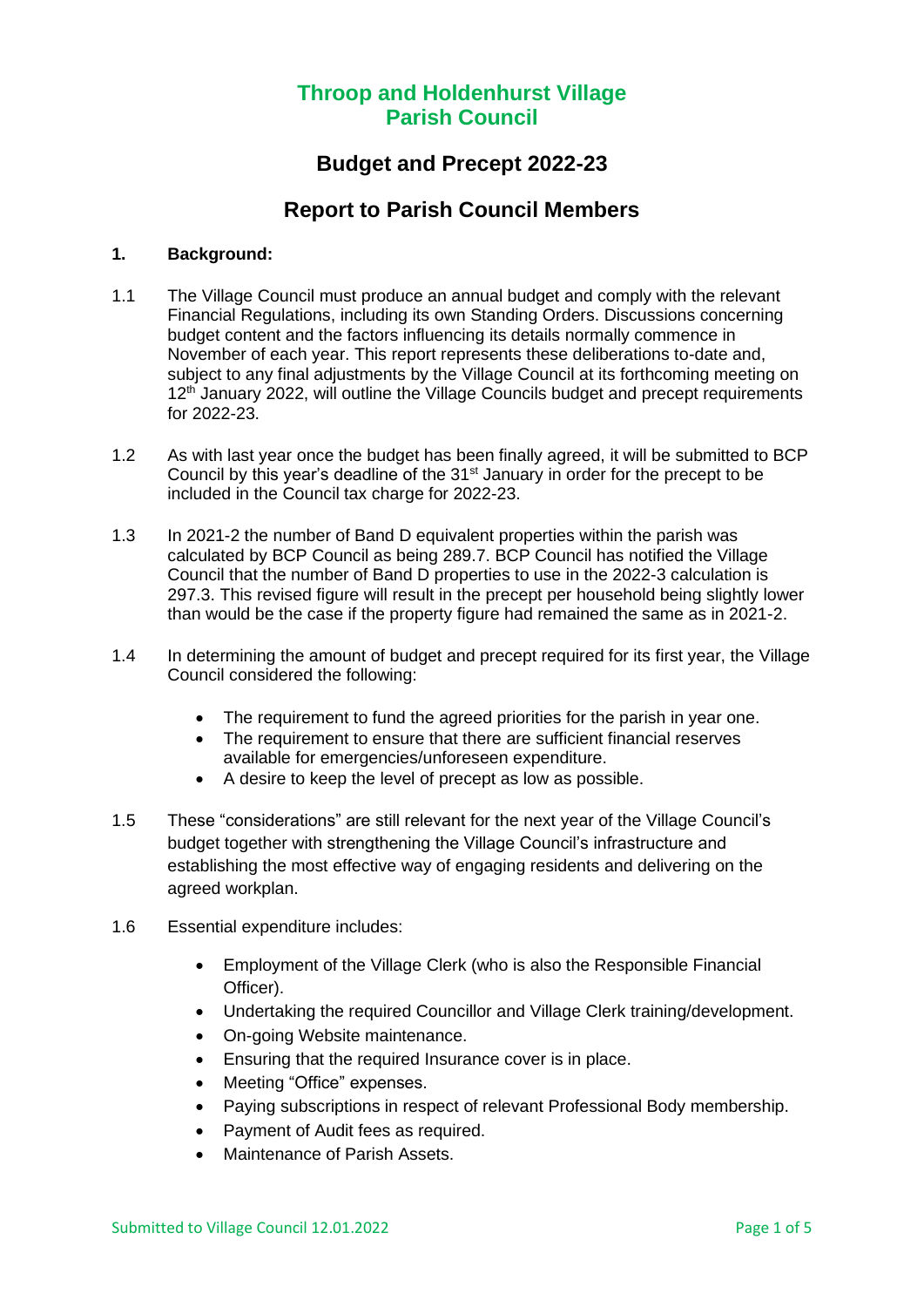# Throop and Holdenhurst Village Parish Council

## Budget and Precept 2022-23

## Report to Parish Council Members

**1. Background:**

1.1 The Village Council must produce an annual budget and comply with the relevant Financial Regulations, including its own Standing Orders. Discussions concerning budget content and the factors influencing its details normally commence in November of each year. This report represents these deliberations to-date and, subject to any final adjustments by the Village Council at its forthcoming meeting on 12th January 2022, will outline the Village Councils budget and precept requirements for 2022-23.

1.2 As with last year once the budget has been finally agreed, it will be submitted to BCP Council by this year's deadline of the 31st January in order for the precept to be included in the Council tax charge for 2022-23.

1.3 In 2021-2 the number of Band D equivalent properties within the parish was calculated by BCP Council as being 289.7. BCP Council has notified the Village Council that the number of Band D properties to use in the 2022-3 calculation is 297.3. This revised figure will result in the precept per household being slightly lower than would be the case if the property figure had remained the same as in 2021-2.

1.4 In determining the amount of budget and precept required for its first year, the Village Council considered the following:

- The requirement to fund the agreed priorities for the parish in year one.
- The requirement to ensure that there are sufficient financial reserves available for emergencies/unforeseen expenditure.
- A desire to keep the level of precept as low as possible.

1.5 These "considerations" are still relevant for the next year of the Village Council's budget together with strengthening the Village Council's infrastructure and establishing the most effective way of engaging residents and delivering on the agreed workplan.

1.6 Essential expenditure includes:

- Employment of the Village Clerk (who is also the Responsible Financial Officer).
- Undertaking the required Councillor and Village Clerk training/development.
- On-going Website maintenance.
- Ensuring that the required Insurance cover is in place.
- Meeting "Office" expenses.
- Paying subscriptions in respect of relevant Professional Body membership.
- Payment of Audit fees as required.
- Maintenance of Parish Assets.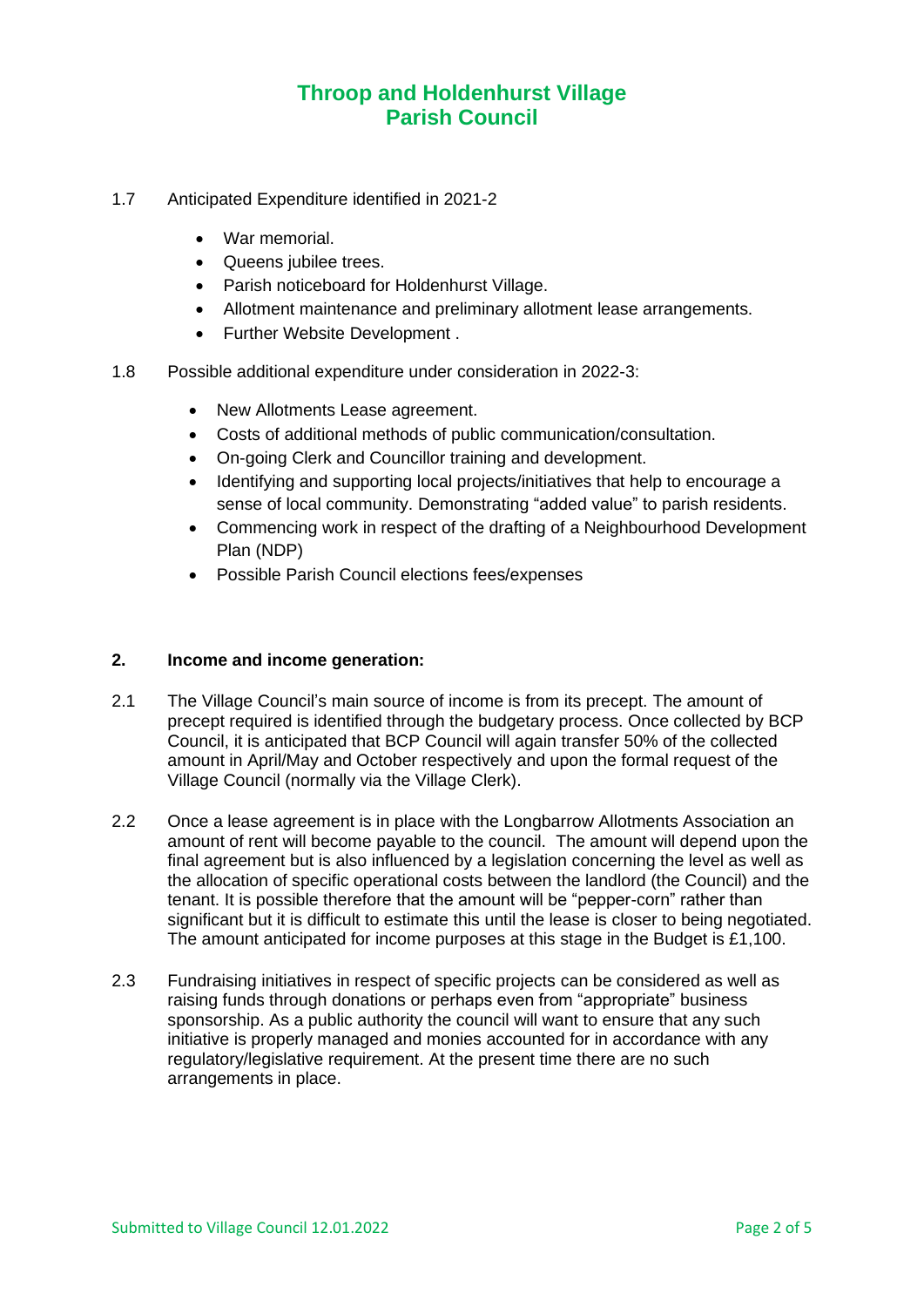1.7 Anticipated Expenditure identified in 2021-2

- War memorial.
- Queens jubilee trees.
- Parish noticeboard for Holdenhurst Village.
- Allotment maintenance and preliminary allotment lease arrangements.
- Further Website Development .

1.8 Possible additional expenditure under consideration in 2022-3:

- New Allotments Lease agreement.
- Costs of additional methods of public communication/consultation.
- On-going Clerk and Councillor training and development.
- Identifying and supporting local projects/initiatives that help to encourage a sense of local community. Demonstrating "added value" to parish residents.
- Commencing work in respect of the drafting of a Neighbourhood Development Plan (NDP)
- Possible Parish Council elections fees/expenses

## 2. Income and income generation:

2.1 The Village Council's main source of income is from its precept. The amount of precept required is identified through the budgetary process. Once collected by BCP Council, it is anticipated that BCP Council will again transfer 50% of the collected amount in April/May and October respectively and upon the formal request of the Village Council (normally via the Village Clerk).

2.2 Once a lease agreement is in place with the Longbarrow Allotments Association an amount of rent will become payable to the council. The amount will depend upon the final agreement but is also influenced by a legislation concerning the level as well as the allocation of specific operational costs between the landlord (the Council) and the tenant. It is possible therefore that the amount will be "pepper-corn" rather than significant but it is difficult to estimate this until the lease is closer to being negotiated. The amount anticipated for income purposes at this stage in the Budget is £1,100.

2.3 Fundraising initiatives in respect of specific projects can be considered as well as raising funds through donations or perhaps even from "appropriate" business sponsorship. As a public authority the council will want to ensure that any such initiative is properly managed and monies accounted for in accordance with any regulatory/legislative requirement. At the present time there are no such arrangements in place.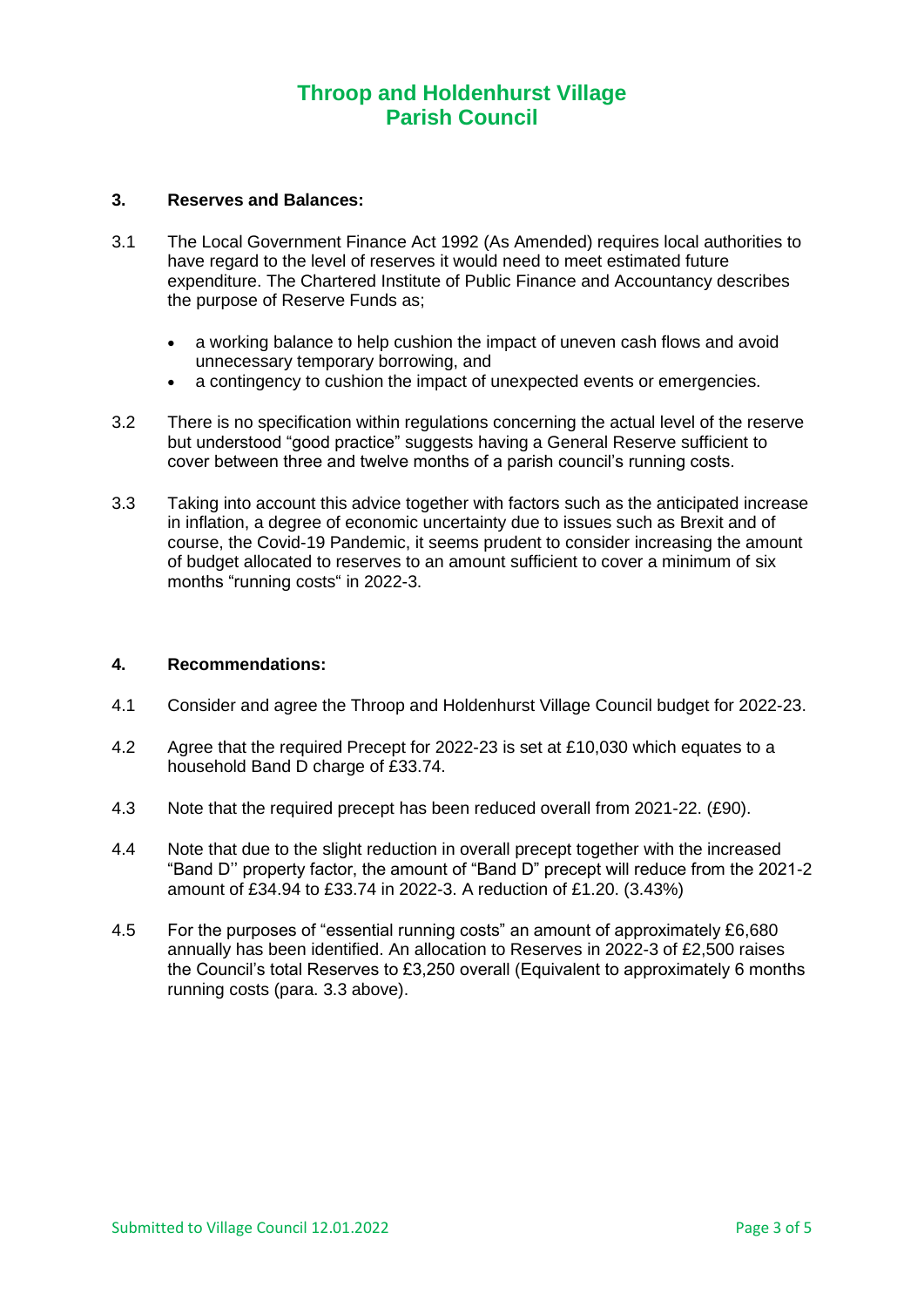# Throop and Holdenhurst Village Parish Council

## 3. Reserves and Balances:

3.1 The Local Government Finance Act 1992 (As Amended) requires local authorities to have regard to the level of reserves it would need to meet estimated future expenditure. The Chartered Institute of Public Finance and Accountancy describes the purpose of Reserve Funds as;

- a working balance to help cushion the impact of uneven cash flows and avoid unnecessary temporary borrowing, and
- a contingency to cushion the impact of unexpected events or emergencies.

3.2 There is no specification within regulations concerning the actual level of the reserve but understood "good practice" suggests having a General Reserve sufficient to cover between three and twelve months of a parish council's running costs.

3.3 Taking into account this advice together with factors such as the anticipated increase in inflation, a degree of economic uncertainty due to issues such as Brexit and of course, the Covid-19 Pandemic, it seems prudent to consider increasing the amount of budget allocated to reserves to an amount sufficient to cover a minimum of six months "running costs" in 2022-3.

## 4. Recommendations:

4.1 Consider and agree the Throop and Holdenhurst Village Council budget for 2022-23.

4.2 Agree that the required Precept for 2022-23 is set at £10,030 which equates to a household Band D charge of £33.74.

4.3 Note that the required precept has been reduced overall from 2021-22. (£90).

4.4 Note that due to the slight reduction in overall precept together with the increased "Band D'' property factor, the amount of "Band D" precept will reduce from the 2021-2 amount of £34.94 to £33.74 in 2022-3. A reduction of £1.20. (3.43%)

4.5 For the purposes of "essential running costs" an amount of approximately £6,680 annually has been identified. An allocation to Reserves in 2022-3 of £2,500 raises the Council's total Reserves to £3,250 overall (Equivalent to approximately 6 months running costs (para. 3.3 above).

Submitted to Village Council 12.01.2022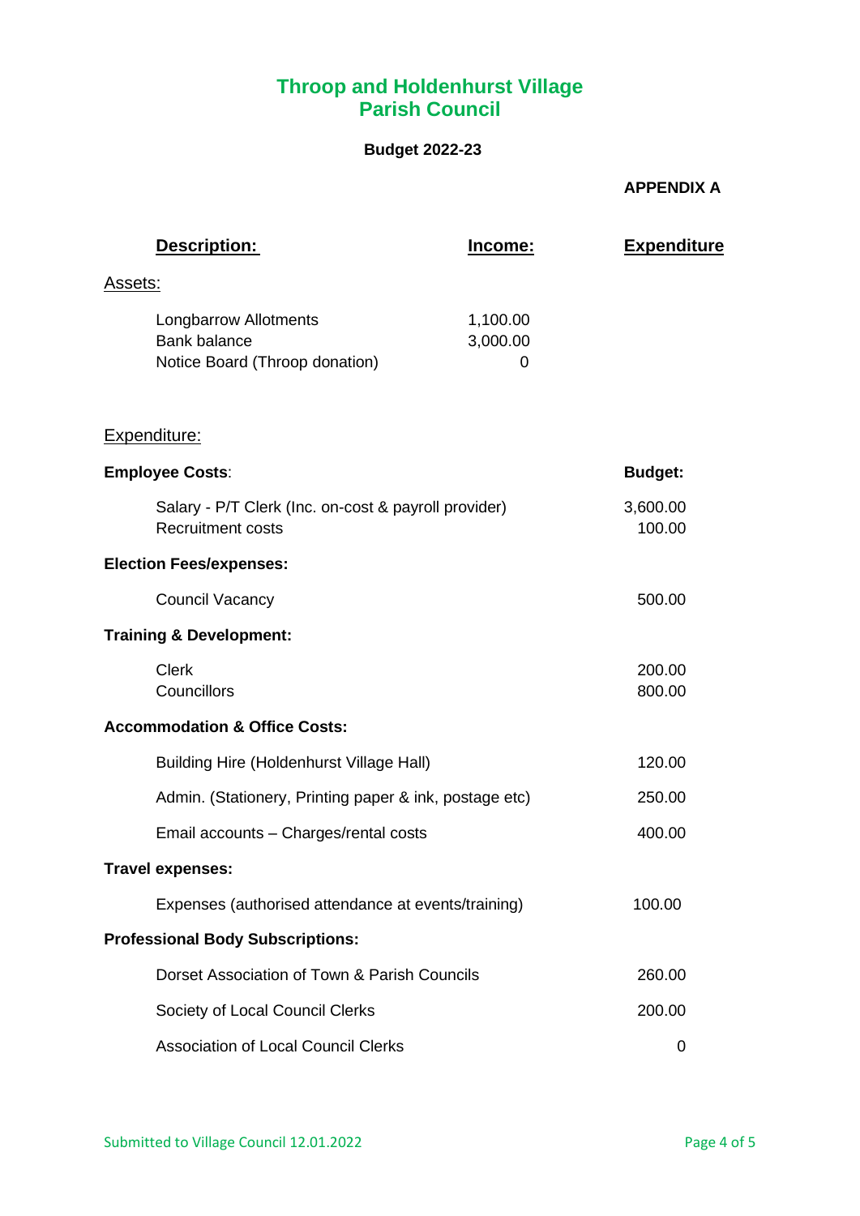# Throop and Holdenhurst Village Parish Council

**Budget 2022-23**

**APPENDIX A**

| Description: | Income: | Expenditure |
|---|---|---|
| Assets: | | |
| Longbarrow Allotments | 1,100.00 | |
| Bank balance | 3,000.00 | |
| Notice Board (Throop donation) | 0 | |

Expenditure:

| | Budget: |
|---|---|
| **Employee Costs**: | |
| Salary - P/T Clerk (Inc. on-cost & payroll provider) | 3,600.00 |
| Recruitment costs | 100.00 |
| **Election Fees/expenses:** | |
| Council Vacancy | 500.00 |
| **Training & Development:** | |
| Clerk | 200.00 |
| Councillors | 800.00 |
| **Accommodation & Office Costs:** | |
| Building Hire (Holdenhurst Village Hall) | 120.00 |
| Admin. (Stationery, Printing paper & ink, postage etc) | 250.00 |
| Email accounts – Charges/rental costs | 400.00 |
| **Travel expenses:** | |
| Expenses (authorised attendance at events/training) | 100.00 |
| **Professional Body Subscriptions:** | |
| Dorset Association of Town & Parish Councils | 260.00 |
| Society of Local Council Clerks | 200.00 |
| Association of Local Council Clerks | 0 |

Submitted to Village Council 12.01.2022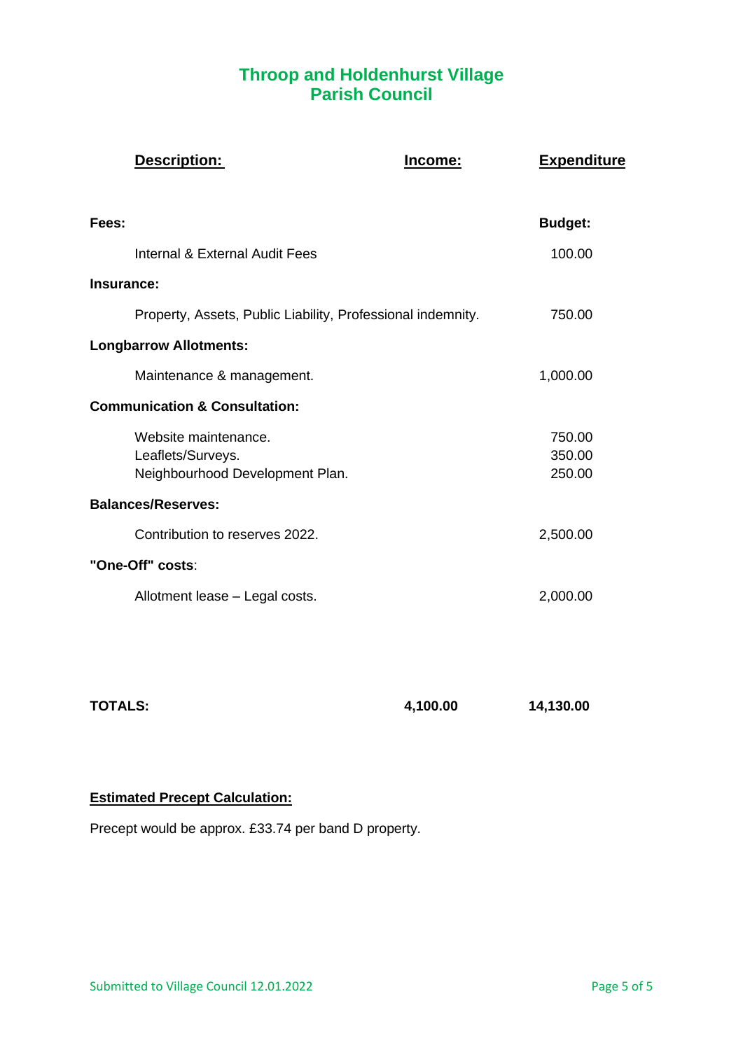# Throop and Holdenhurst Village Parish Council

| Description: | Income: | Expenditure |
|---|---|---|
| **Fees:** | | **Budget:** |
| Internal & External Audit Fees | | 100.00 |
| **Insurance:** | | |
| Property, Assets, Public Liability, Professional indemnity. | | 750.00 |
| **Longbarrow Allotments:** | | |
| Maintenance & management. | | 1,000.00 |
| **Communication & Consultation:** | | |
| Website maintenance. | | 750.00 |
| Leaflets/Surveys. | | 350.00 |
| Neighbourhood Development Plan. | | 250.00 |
| **Balances/Reserves:** | | |
| Contribution to reserves 2022. | | 2,500.00 |
| **"One-Off" costs**: | | |
| Allotment lease – Legal costs. | | 2,000.00 |
| **TOTALS:** | **4,100.00** | **14,130.00** |

**Estimated Precept Calculation:**

Precept would be approx. £33.74 per band D property.

Submitted to Village Council 12.01.2022